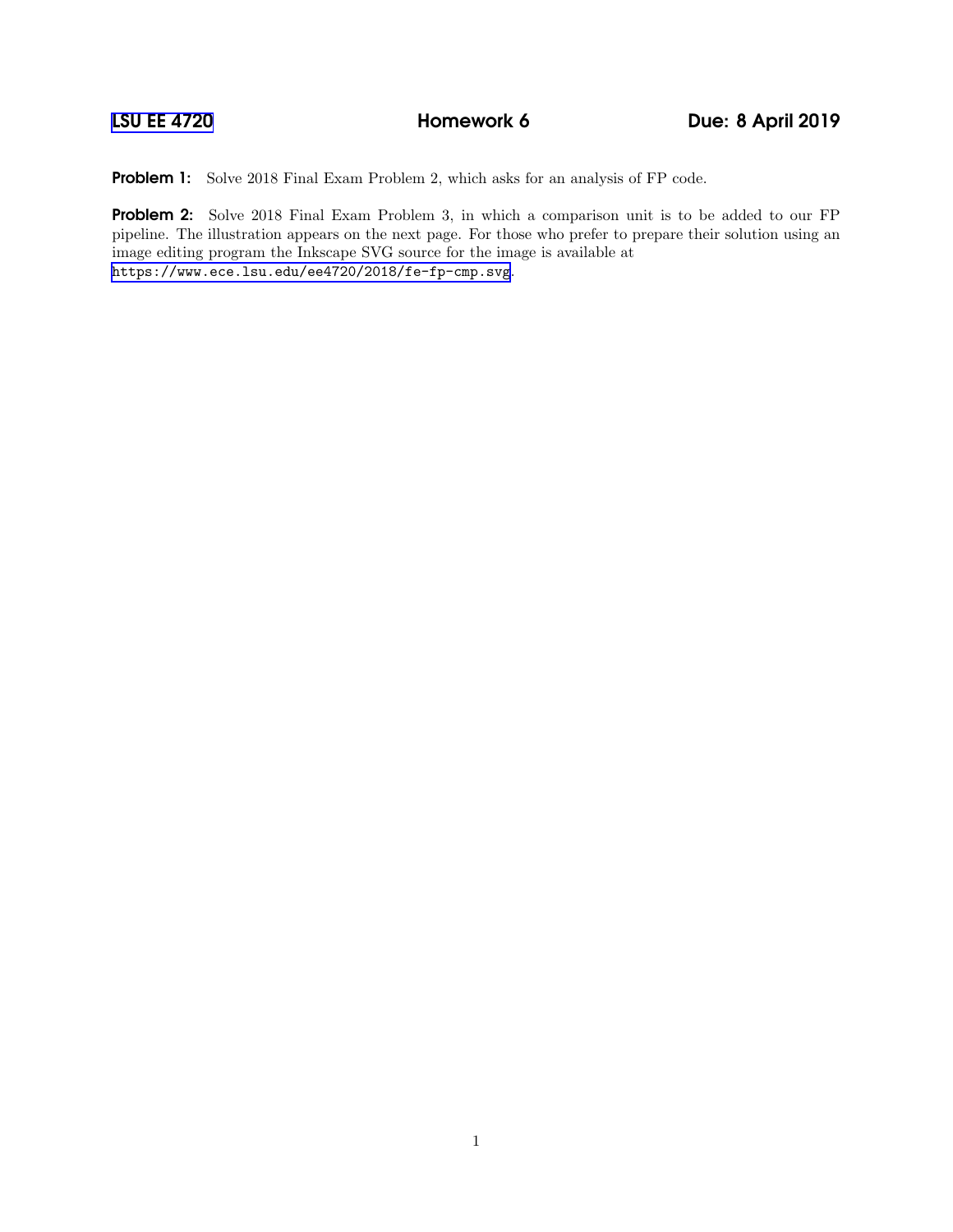# LSU EE 4720 — Homework 6 — Due: 8 April 2019

**Problem 1:** Solve 2018 Final Exam Problem 2, which asks for an analysis of FP code.

**Problem 2:** Solve 2018 Final Exam Problem 3, in which a comparison unit is to be added to our FP pipeline. The illustration appears on the next page. For those who prefer to prepare their solution using an image editing program the Inkscape SVG source for the image is available at https://www.ece.lsu.edu/ee4720/2018/fe-fp-cmp.svg.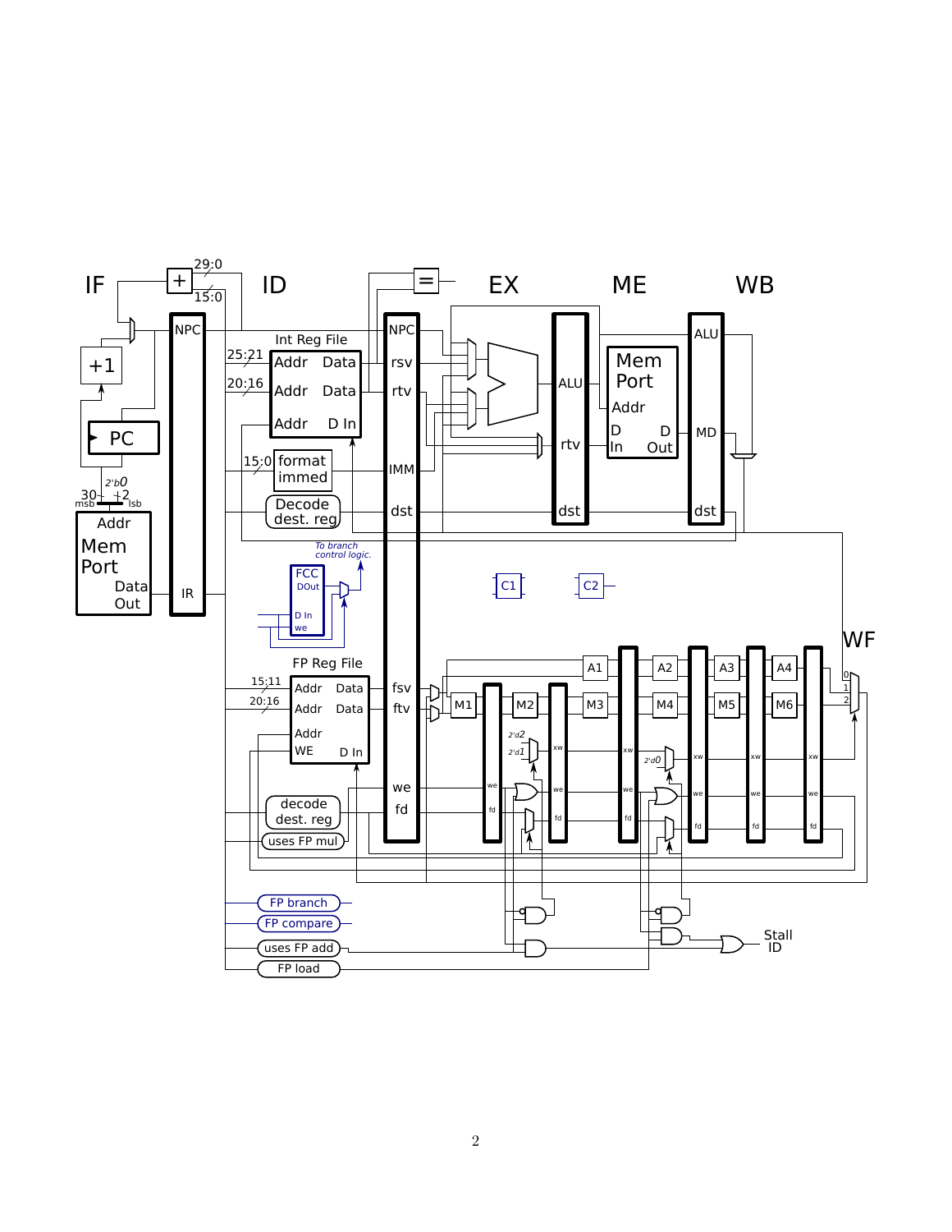IF

ID

EX

ME

WB

WF

29:0

15:0

+

=

+1

PC

NPC

IR

2'b0

30 msb

2 lsb

Addr

Mem Port

Data Out

Int Reg File

25:21

20:16

Addr Data

Addr Data

Addr D In

15:0

format immed

Decode dest. reg

NPC

rsv

rtv

IMM

dst

ALU

rtv

dst

Mem Port

Addr

D In

D Out

ALU

MD

dst

To branch control logic.

FCC

DOut

D In

we

C1

C2

FP Reg File

15:11

20:16

Addr Data

Addr Data

Addr

WE

D In

fsv

ftv

we

fd

decode dest. reg

uses FP mul

M1

M2

M3

M4

M5

M6

A1

A2

A3

A4

2'd2

2'd1

2'd0

xw

we

fd

0

1

2

FP branch

FP compare

uses FP add

FP load

Stall ID